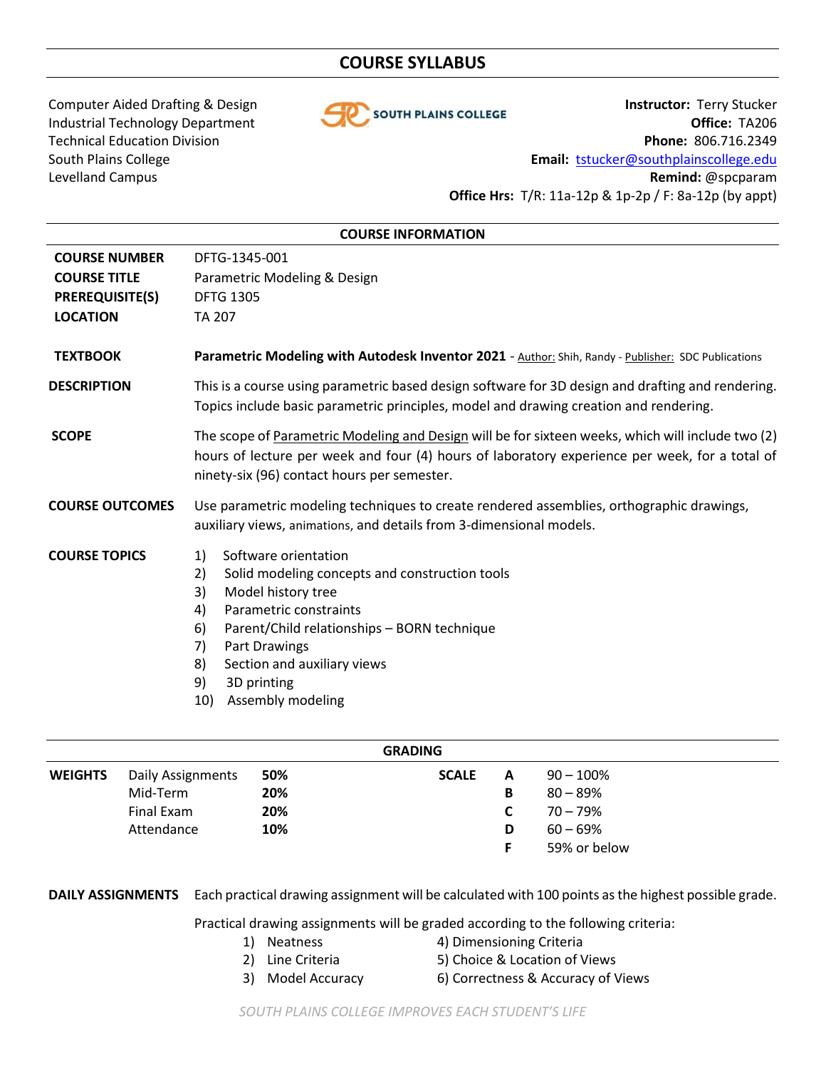# COURSE SYLLABUS

Computer Aided Drafting & Design
Industrial Technology Department
Technical Education Division
South Plains College
Levelland Campus

**Instructor:** Terry Stucker
**Office:** TA206
**Phone:** 806.716.2349
**Email:** tstucker@southplainscollege.edu
**Remind:** @spcparam
**Office Hrs:** T/R: 11a-12p & 1p-2p / F: 8a-12p (by appt)

## COURSE INFORMATION

**COURSE NUMBER** DFTG-1345-001

**COURSE TITLE** Parametric Modeling & Design

**PREREQUISITE(S)** DFTG 1305

**LOCATION** TA 207

**TEXTBOOK** **Parametric Modeling with Autodesk Inventor 2021** - Author: Shih, Randy - Publisher: SDC Publications

**DESCRIPTION** This is a course using parametric based design software for 3D design and drafting and rendering. Topics include basic parametric principles, model and drawing creation and rendering.

**SCOPE** The scope of Parametric Modeling and Design will be for sixteen weeks, which will include two (2) hours of lecture per week and four (4) hours of laboratory experience per week, for a total of ninety-six (96) contact hours per semester.

**COURSE OUTCOMES** Use parametric modeling techniques to create rendered assemblies, orthographic drawings, auxiliary views, animations, and details from 3-dimensional models.

**COURSE TOPICS**

1) Software orientation
2) Solid modeling concepts and construction tools
3) Model history tree
4) Parametric constraints
6) Parent/Child relationships – BORN technique
7) Part Drawings
8) Section and auxiliary views
9) 3D printing
10) Assembly modeling

## GRADING

| WEIGHTS | | | SCALE | |
|---|---|---|---|---|
| Daily Assignments | **50%** | | **A** | 90 – 100% |
| Mid-Term | **20%** | | **B** | 80 – 89% |
| Final Exam | **20%** | | **C** | 70 – 79% |
| Attendance | **10%** | | **D** | 60 – 69% |
| | | | **F** | 59% or below |

**DAILY ASSIGNMENTS** Each practical drawing assignment will be calculated with 100 points as the highest possible grade.

Practical drawing assignments will be graded according to the following criteria:

1) Neatness
2) Line Criteria
3) Model Accuracy
4) Dimensioning Criteria
5) Choice & Location of Views
6) Correctness & Accuracy of Views

*SOUTH PLAINS COLLEGE IMPROVES EACH STUDENT'S LIFE*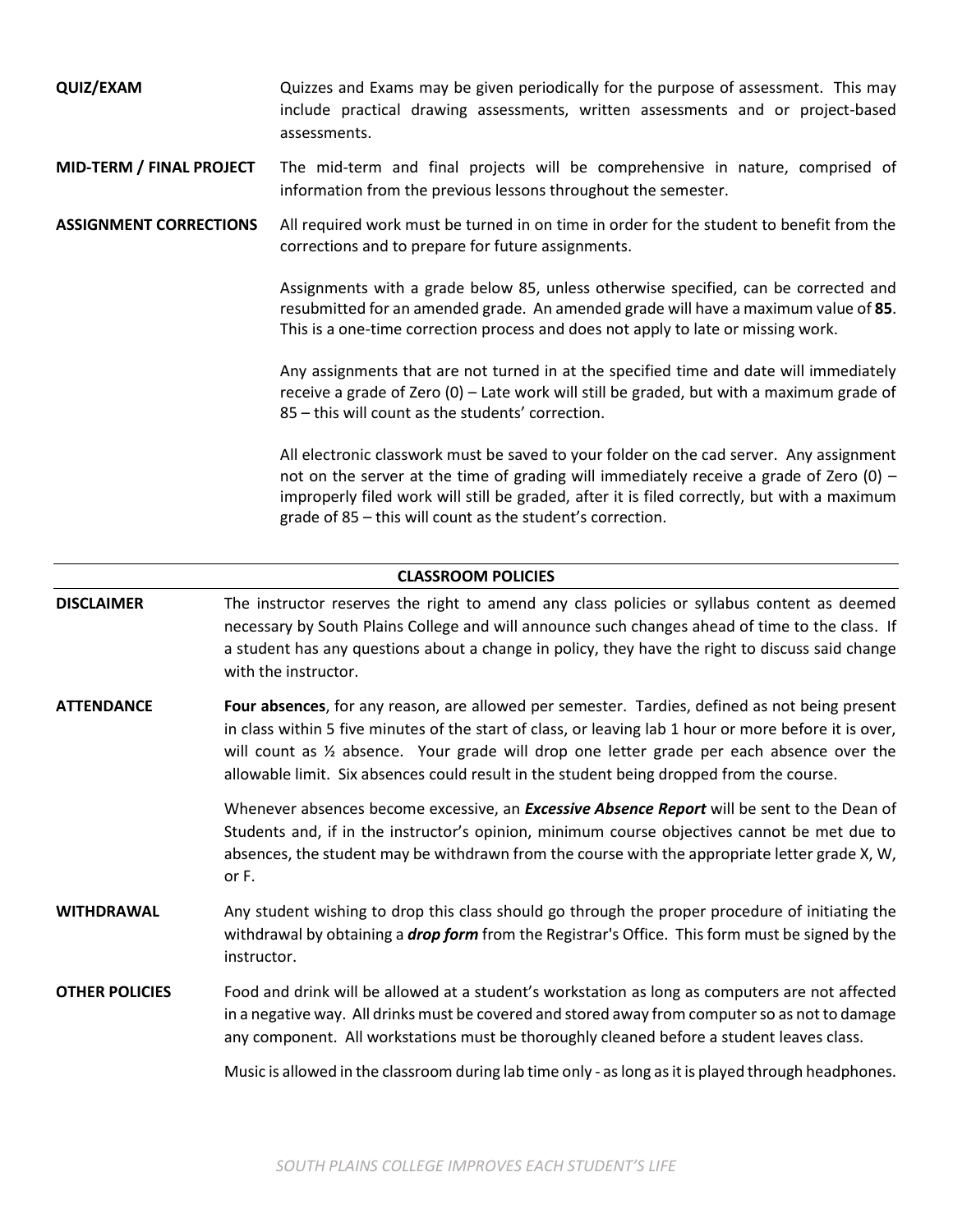**QUIZ/EXAM**

Quizzes and Exams may be given periodically for the purpose of assessment. This may include practical drawing assessments, written assessments and or project-based assessments.

**MID-TERM / FINAL PROJECT**

The mid-term and final projects will be comprehensive in nature, comprised of information from the previous lessons throughout the semester.

**ASSIGNMENT CORRECTIONS**

All required work must be turned in on time in order for the student to benefit from the corrections and to prepare for future assignments.

Assignments with a grade below 85, unless otherwise specified, can be corrected and resubmitted for an amended grade. An amended grade will have a maximum value of **85**. This is a one-time correction process and does not apply to late or missing work.

Any assignments that are not turned in at the specified time and date will immediately receive a grade of Zero (0) – Late work will still be graded, but with a maximum grade of 85 – this will count as the students' correction.

All electronic classwork must be saved to your folder on the cad server. Any assignment not on the server at the time of grading will immediately receive a grade of Zero (0) – improperly filed work will still be graded, after it is filed correctly, but with a maximum grade of 85 – this will count as the student's correction.

## CLASSROOM POLICIES

**DISCLAIMER**

The instructor reserves the right to amend any class policies or syllabus content as deemed necessary by South Plains College and will announce such changes ahead of time to the class. If a student has any questions about a change in policy, they have the right to discuss said change with the instructor.

**ATTENDANCE**

**Four absences**, for any reason, are allowed per semester. Tardies, defined as not being present in class within 5 five minutes of the start of class, or leaving lab 1 hour or more before it is over, will count as ½ absence. Your grade will drop one letter grade per each absence over the allowable limit. Six absences could result in the student being dropped from the course.

Whenever absences become excessive, an ***Excessive Absence Report*** will be sent to the Dean of Students and, if in the instructor's opinion, minimum course objectives cannot be met due to absences, the student may be withdrawn from the course with the appropriate letter grade X, W, or F.

**WITHDRAWAL**

Any student wishing to drop this class should go through the proper procedure of initiating the withdrawal by obtaining a ***drop form*** from the Registrar's Office. This form must be signed by the instructor.

**OTHER POLICIES**

Food and drink will be allowed at a student's workstation as long as computers are not affected in a negative way. All drinks must be covered and stored away from computer so as not to damage any component. All workstations must be thoroughly cleaned before a student leaves class.

Music is allowed in the classroom during lab time only - as long as it is played through headphones.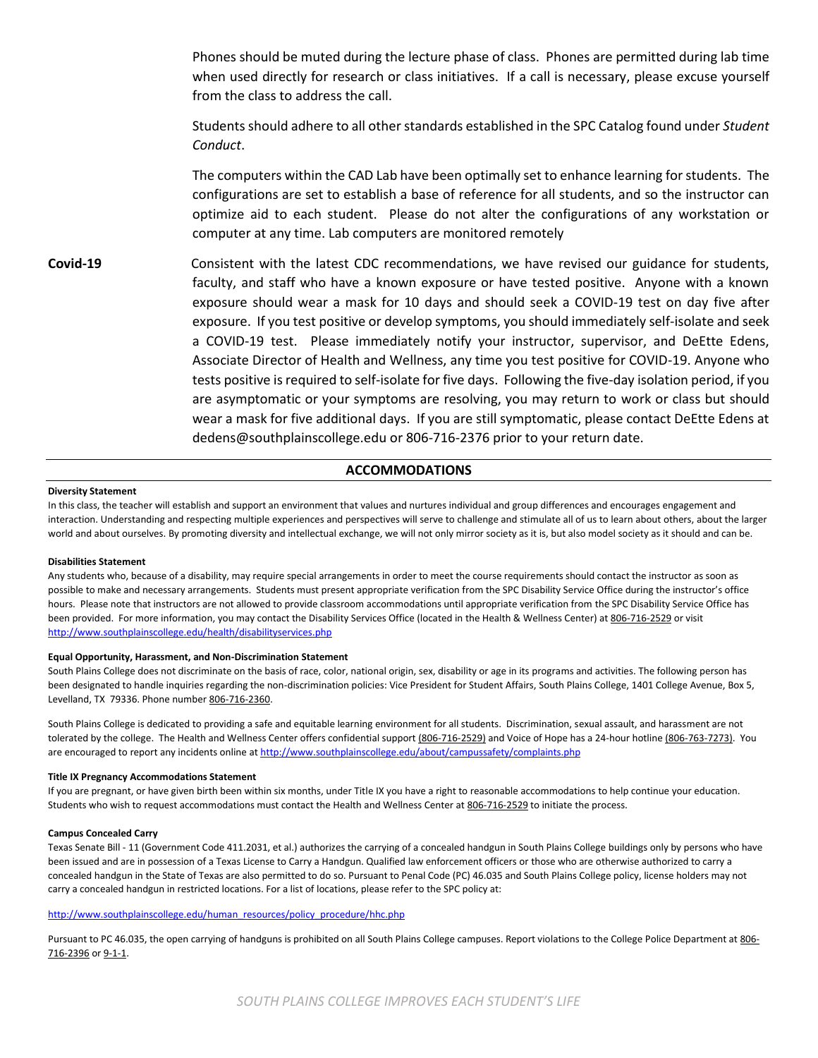Phones should be muted during the lecture phase of class. Phones are permitted during lab time when used directly for research or class initiatives. If a call is necessary, please excuse yourself from the class to address the call.

Students should adhere to all other standards established in the SPC Catalog found under *Student Conduct*.

The computers within the CAD Lab have been optimally set to enhance learning for students. The configurations are set to establish a base of reference for all students, and so the instructor can optimize aid to each student. Please do not alter the configurations of any workstation or computer at any time. Lab computers are monitored remotely

**Covid-19** Consistent with the latest CDC recommendations, we have revised our guidance for students, faculty, and staff who have a known exposure or have tested positive. Anyone with a known exposure should wear a mask for 10 days and should seek a COVID-19 test on day five after exposure. If you test positive or develop symptoms, you should immediately self-isolate and seek a COVID-19 test. Please immediately notify your instructor, supervisor, and DeEtte Edens, Associate Director of Health and Wellness, any time you test positive for COVID-19. Anyone who tests positive is required to self-isolate for five days. Following the five-day isolation period, if you are asymptomatic or your symptoms are resolving, you may return to work or class but should wear a mask for five additional days. If you are still symptomatic, please contact DeEtte Edens at dedens@southplainscollege.edu or 806-716-2376 prior to your return date.

## ACCOMMODATIONS

**Diversity Statement**

In this class, the teacher will establish and support an environment that values and nurtures individual and group differences and encourages engagement and interaction. Understanding and respecting multiple experiences and perspectives will serve to challenge and stimulate all of us to learn about others, about the larger world and about ourselves. By promoting diversity and intellectual exchange, we will not only mirror society as it is, but also model society as it should and can be.

**Disabilities Statement**

Any students who, because of a disability, may require special arrangements in order to meet the course requirements should contact the instructor as soon as possible to make and necessary arrangements. Students must present appropriate verification from the SPC Disability Service Office during the instructor's office hours. Please note that instructors are not allowed to provide classroom accommodations until appropriate verification from the SPC Disability Service Office has been provided. For more information, you may contact the Disability Services Office (located in the Health & Wellness Center) at 806-716-2529 or visit http://www.southplainscollege.edu/health/disabilityservices.php

**Equal Opportunity, Harassment, and Non-Discrimination Statement**

South Plains College does not discriminate on the basis of race, color, national origin, sex, disability or age in its programs and activities. The following person has been designated to handle inquiries regarding the non-discrimination policies: Vice President for Student Affairs, South Plains College, 1401 College Avenue, Box 5, Levelland, TX 79336. Phone number 806-716-2360.

South Plains College is dedicated to providing a safe and equitable learning environment for all students. Discrimination, sexual assault, and harassment are not tolerated by the college. The Health and Wellness Center offers confidential support (806-716-2529) and Voice of Hope has a 24-hour hotline (806-763-7273). You are encouraged to report any incidents online at http://www.southplainscollege.edu/about/campussafety/complaints.php

**Title IX Pregnancy Accommodations Statement**

If you are pregnant, or have given birth been within six months, under Title IX you have a right to reasonable accommodations to help continue your education. Students who wish to request accommodations must contact the Health and Wellness Center at 806-716-2529 to initiate the process.

**Campus Concealed Carry**

Texas Senate Bill - 11 (Government Code 411.2031, et al.) authorizes the carrying of a concealed handgun in South Plains College buildings only by persons who have been issued and are in possession of a Texas License to Carry a Handgun. Qualified law enforcement officers or those who are otherwise authorized to carry a concealed handgun in the State of Texas are also permitted to do so. Pursuant to Penal Code (PC) 46.035 and South Plains College policy, license holders may not carry a concealed handgun in restricted locations. For a list of locations, please refer to the SPC policy at:

http://www.southplainscollege.edu/human_resources/policy_procedure/hhc.php

Pursuant to PC 46.035, the open carrying of handguns is prohibited on all South Plains College campuses. Report violations to the College Police Department at 806-716-2396 or 9-1-1.